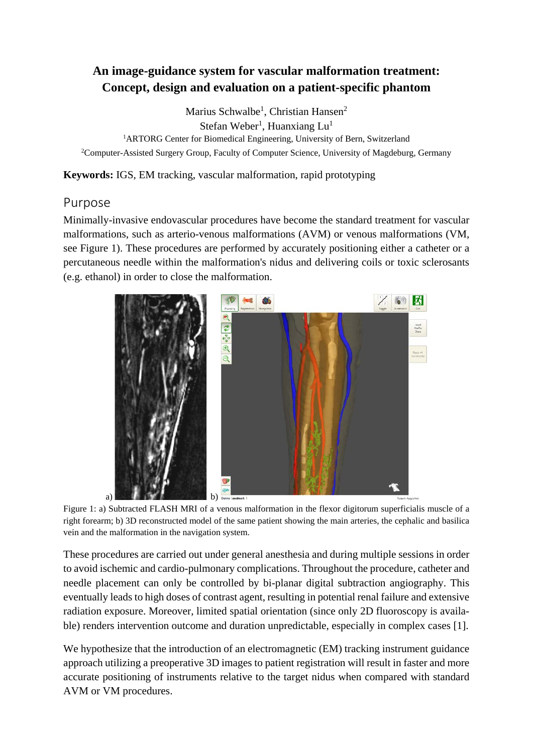# An image-guidance system for vascular malformation treatment: Concept, design and evaluation on a patient-specific phantom

Marius Schwalbe[1], Christian Hansen[2]
Stefan Weber[1], Huanxiang Lu[1]

[1]ARTORG Center for Biomedical Engineering, University of Bern, Switzerland

[2]Computer-Assisted Surgery Group, Faculty of Computer Science, University of Magdeburg, Germany

**Keywords:** IGS, EM tracking, vascular malformation, rapid prototyping

## Purpose

Minimally-invasive endovascular procedures have become the standard treatment for vascular malformations, such as arterio-venous malformations (AVM) or venous malformations (VM, see Figure 1). These procedures are performed by accurately positioning either a catheter or a percutaneous needle within the malformation's nidus and delivering coils or toxic sclerosants (e.g. ethanol) in order to close the malformation.

Figure 1: a) Subtracted FLASH MRI of a venous malformation in the flexor digitorum superficialis muscle of a right forearm; b) 3D reconstructed model of the same patient showing the main arteries, the cephalic and basilica vein and the malformation in the navigation system.

These procedures are carried out under general anesthesia and during multiple sessions in order to avoid ischemic and cardio-pulmonary complications. Throughout the procedure, catheter and needle placement can only be controlled by bi-planar digital subtraction angiography. This eventually leads to high doses of contrast agent, resulting in potential renal failure and extensive radiation exposure. Moreover, limited spatial orientation (since only 2D fluoroscopy is available) renders intervention outcome and duration unpredictable, especially in complex cases [1].

We hypothesize that the introduction of an electromagnetic (EM) tracking instrument guidance approach utilizing a preoperative 3D images to patient registration will result in faster and more accurate positioning of instruments relative to the target nidus when compared with standard AVM or VM procedures.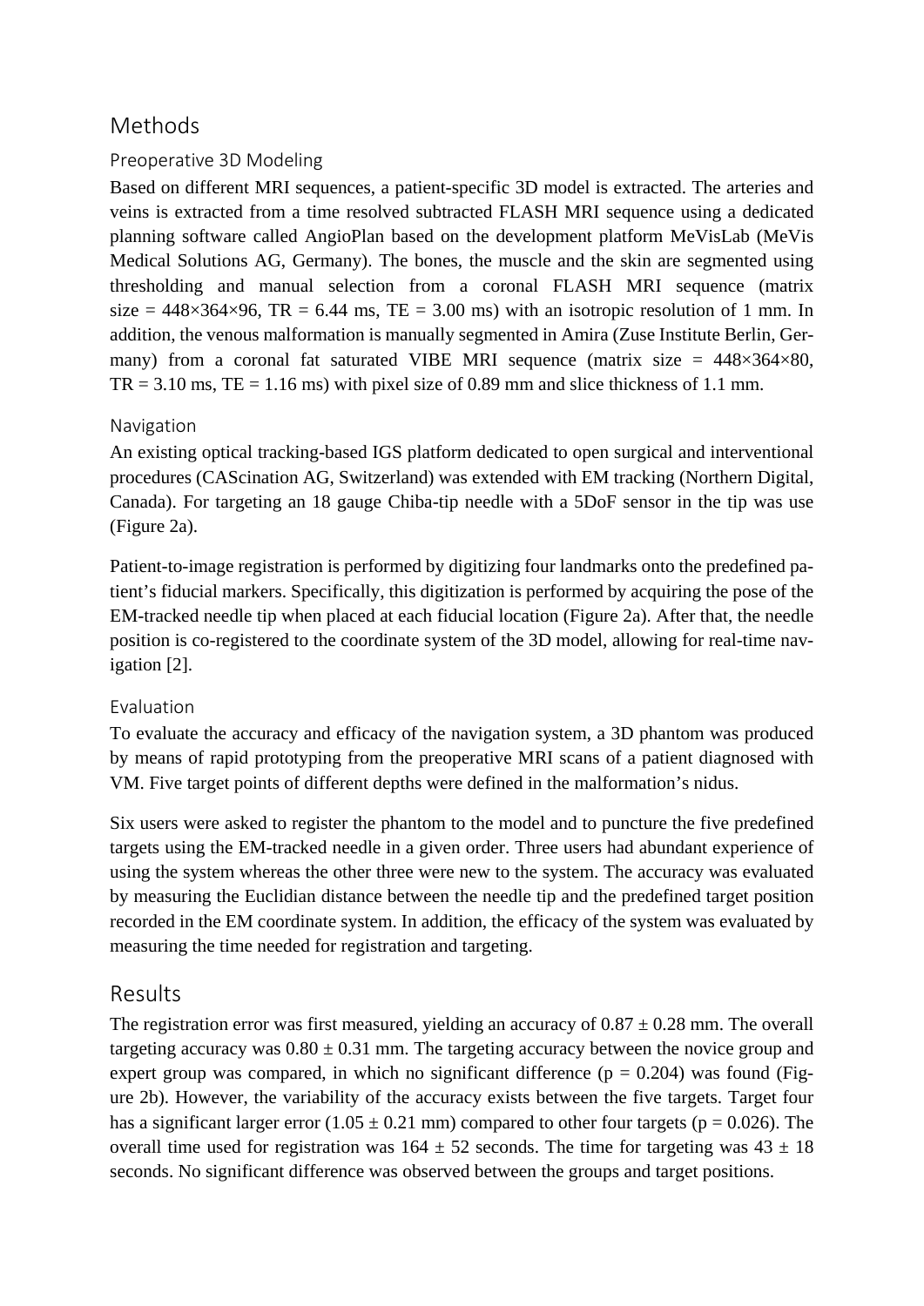# Methods

## Preoperative 3D Modeling

Based on different MRI sequences, a patient-specific 3D model is extracted. The arteries and veins is extracted from a time resolved subtracted FLASH MRI sequence using a dedicated planning software called AngioPlan based on the development platform MeVisLab (MeVis Medical Solutions AG, Germany). The bones, the muscle and the skin are segmented using thresholding and manual selection from a coronal FLASH MRI sequence (matrix size = 448×364×96, TR = 6.44 ms, TE = 3.00 ms) with an isotropic resolution of 1 mm. In addition, the venous malformation is manually segmented in Amira (Zuse Institute Berlin, Germany) from a coronal fat saturated VIBE MRI sequence (matrix size = 448×364×80, TR = 3.10 ms, TE = 1.16 ms) with pixel size of 0.89 mm and slice thickness of 1.1 mm.

## Navigation

An existing optical tracking-based IGS platform dedicated to open surgical and interventional procedures (CAScination AG, Switzerland) was extended with EM tracking (Northern Digital, Canada). For targeting an 18 gauge Chiba-tip needle with a 5DoF sensor in the tip was use (Figure 2a).

Patient-to-image registration is performed by digitizing four landmarks onto the predefined patient's fiducial markers. Specifically, this digitization is performed by acquiring the pose of the EM-tracked needle tip when placed at each fiducial location (Figure 2a). After that, the needle position is co-registered to the coordinate system of the 3D model, allowing for real-time navigation [2].

## Evaluation

To evaluate the accuracy and efficacy of the navigation system, a 3D phantom was produced by means of rapid prototyping from the preoperative MRI scans of a patient diagnosed with VM. Five target points of different depths were defined in the malformation's nidus.

Six users were asked to register the phantom to the model and to puncture the five predefined targets using the EM-tracked needle in a given order. Three users had abundant experience of using the system whereas the other three were new to the system. The accuracy was evaluated by measuring the Euclidian distance between the needle tip and the predefined target position recorded in the EM coordinate system. In addition, the efficacy of the system was evaluated by measuring the time needed for registration and targeting.

# Results

The registration error was first measured, yielding an accuracy of 0.87 ± 0.28 mm. The overall targeting accuracy was 0.80 ± 0.31 mm. The targeting accuracy between the novice group and expert group was compared, in which no significant difference ($p = 0.204$) was found (Figure 2b). However, the variability of the accuracy exists between the five targets. Target four has a significant larger error (1.05 ± 0.21 mm) compared to other four targets ($p = 0.026$). The overall time used for registration was 164 ± 52 seconds. The time for targeting was 43 ± 18 seconds. No significant difference was observed between the groups and target positions.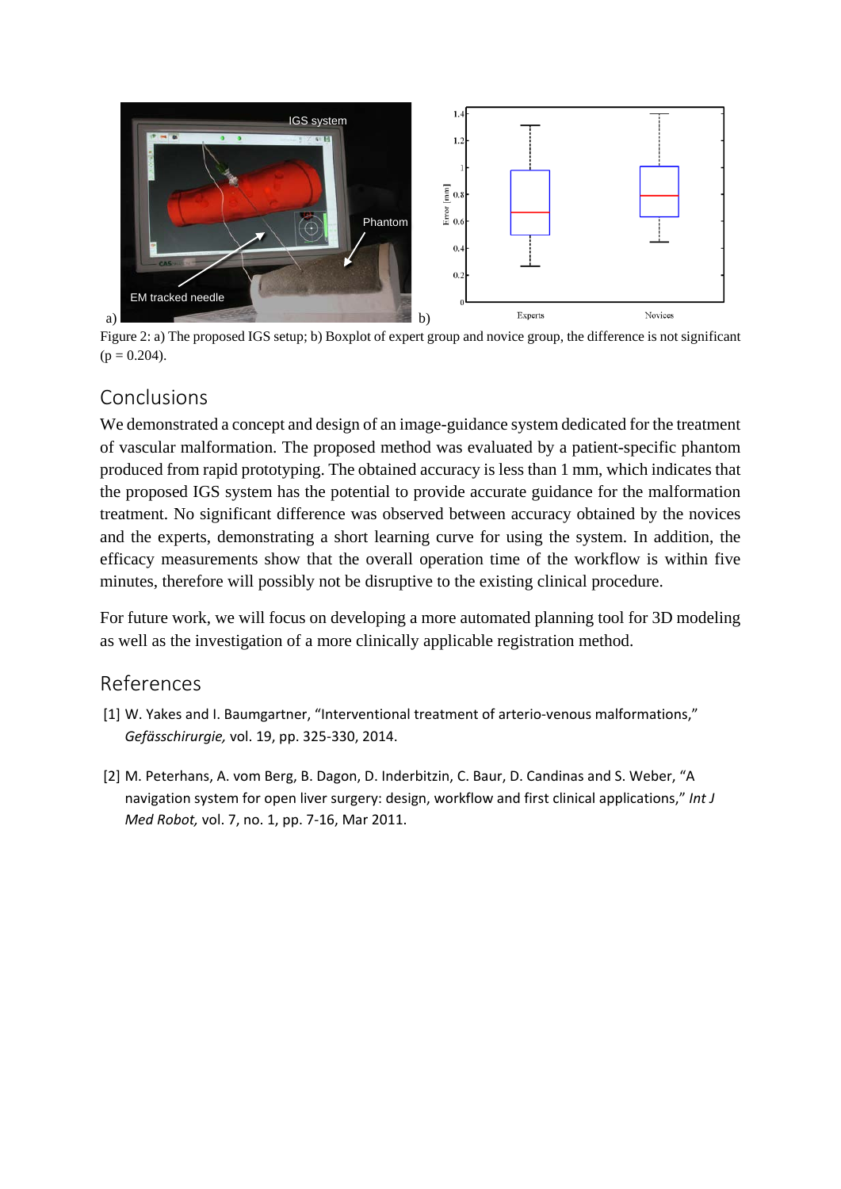a)

IGS system

Phantom

EM tracked needle

b)

1.4
1.2
1
0.8
0.6
0.4
0.2
0

Error [mm]

Experts

Novices

Figure 2: a) The proposed IGS setup; b) Boxplot of expert group and novice group, the difference is not significant (p = 0.204).

## Conclusions

We demonstrated a concept and design of an image-guidance system dedicated for the treatment of vascular malformation. The proposed method was evaluated by a patient-specific phantom produced from rapid prototyping. The obtained accuracy is less than 1 mm, which indicates that the proposed IGS system has the potential to provide accurate guidance for the malformation treatment. No significant difference was observed between accuracy obtained by the novices and the experts, demonstrating a short learning curve for using the system. In addition, the efficacy measurements show that the overall operation time of the workflow is within five minutes, therefore will possibly not be disruptive to the existing clinical procedure.

For future work, we will focus on developing a more automated planning tool for 3D modeling as well as the investigation of a more clinically applicable registration method.

## References

[1] W. Yakes and I. Baumgartner, "Interventional treatment of arterio-venous malformations," *Gefässchirurgie,* vol. 19, pp. 325-330, 2014.

[2] M. Peterhans, A. vom Berg, B. Dagon, D. Inderbitzin, C. Baur, D. Candinas and S. Weber, "A navigation system for open liver surgery: design, workflow and first clinical applications," *Int J Med Robot,* vol. 7, no. 1, pp. 7-16, Mar 2011.